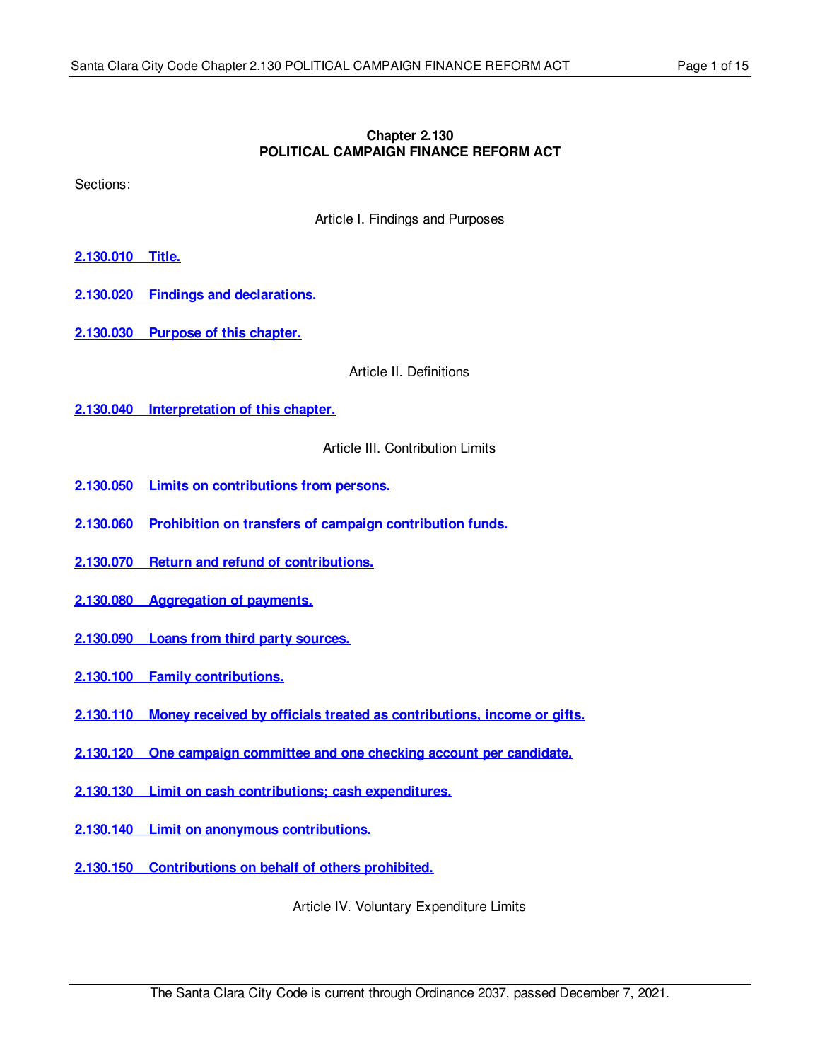# Chapter 2.130
# POLITICAL CAMPAIGN FINANCE REFORM ACT

Sections:

Article I. Findings and Purposes

**2.130.010 Title.**

**2.130.020 Findings and declarations.**

**2.130.030 Purpose of this chapter.**

Article II. Definitions

**2.130.040 Interpretation of this chapter.**

Article III. Contribution Limits

**2.130.050 Limits on contributions from persons.**

**2.130.060 Prohibition on transfers of campaign contribution funds.**

**2.130.070 Return and refund of contributions.**

**2.130.080 Aggregation of payments.**

**2.130.090 Loans from third party sources.**

**2.130.100 Family contributions.**

**2.130.110 Money received by officials treated as contributions, income or gifts.**

**2.130.120 One campaign committee and one checking account per candidate.**

**2.130.130 Limit on cash contributions; cash expenditures.**

**2.130.140 Limit on anonymous contributions.**

**2.130.150 Contributions on behalf of others prohibited.**

Article IV. Voluntary Expenditure Limits

The Santa Clara City Code is current through Ordinance 2037, passed December 7, 2021.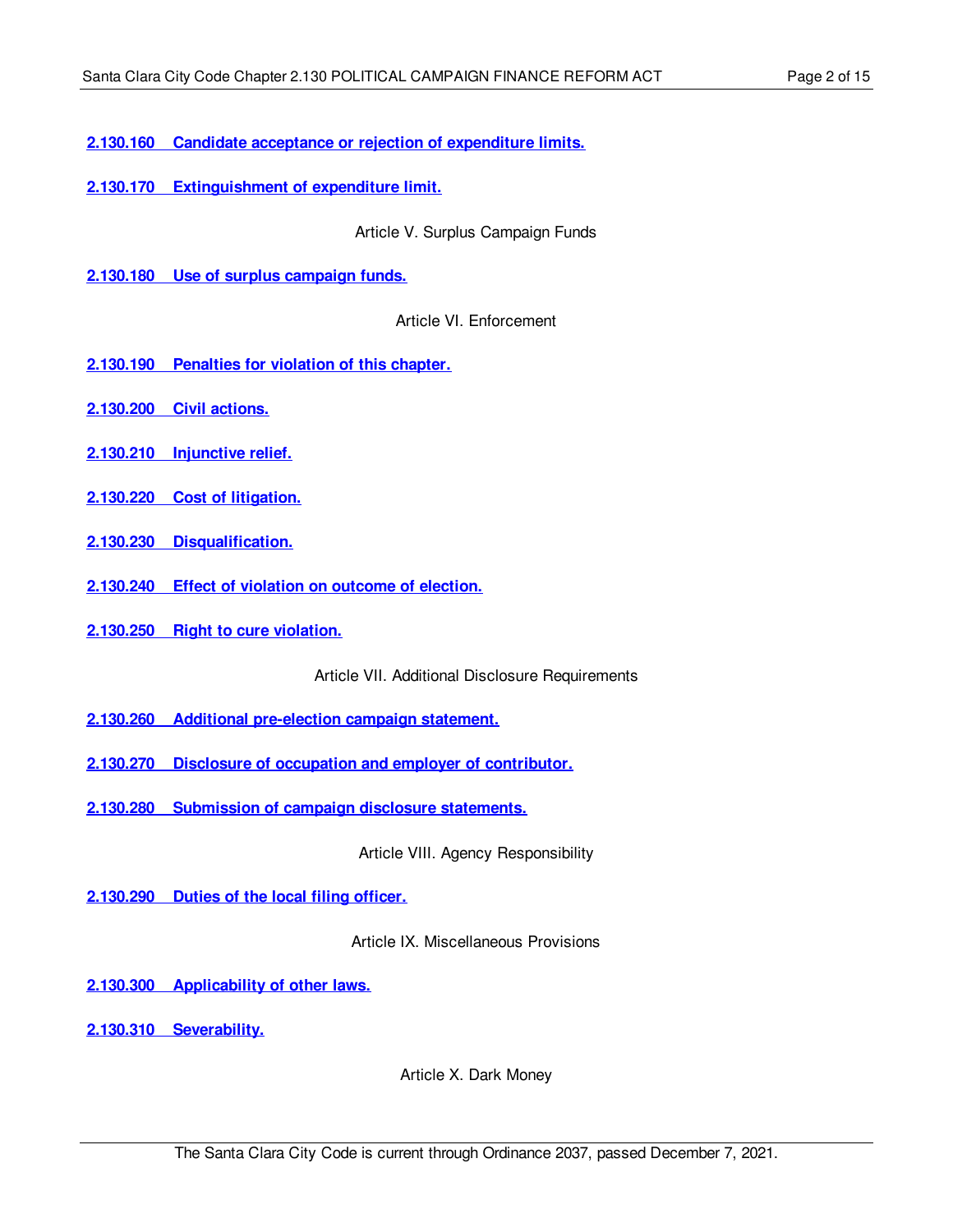**2.130.160 Candidate acceptance or rejection of expenditure limits.**

**2.130.170 Extinguishment of expenditure limit.**

Article V. Surplus Campaign Funds

**2.130.180 Use of surplus campaign funds.**

Article VI. Enforcement

**2.130.190 Penalties for violation of this chapter.**

**2.130.200 Civil actions.**

**2.130.210 Injunctive relief.**

**2.130.220 Cost of litigation.**

**2.130.230 Disqualification.**

**2.130.240 Effect of violation on outcome of election.**

**2.130.250 Right to cure violation.**

Article VII. Additional Disclosure Requirements

**2.130.260 Additional pre-election campaign statement.**

**2.130.270 Disclosure of occupation and employer of contributor.**

**2.130.280 Submission of campaign disclosure statements.**

Article VIII. Agency Responsibility

**2.130.290 Duties of the local filing officer.**

Article IX. Miscellaneous Provisions

**2.130.300 Applicability of other laws.**

**2.130.310 Severability.**

Article X. Dark Money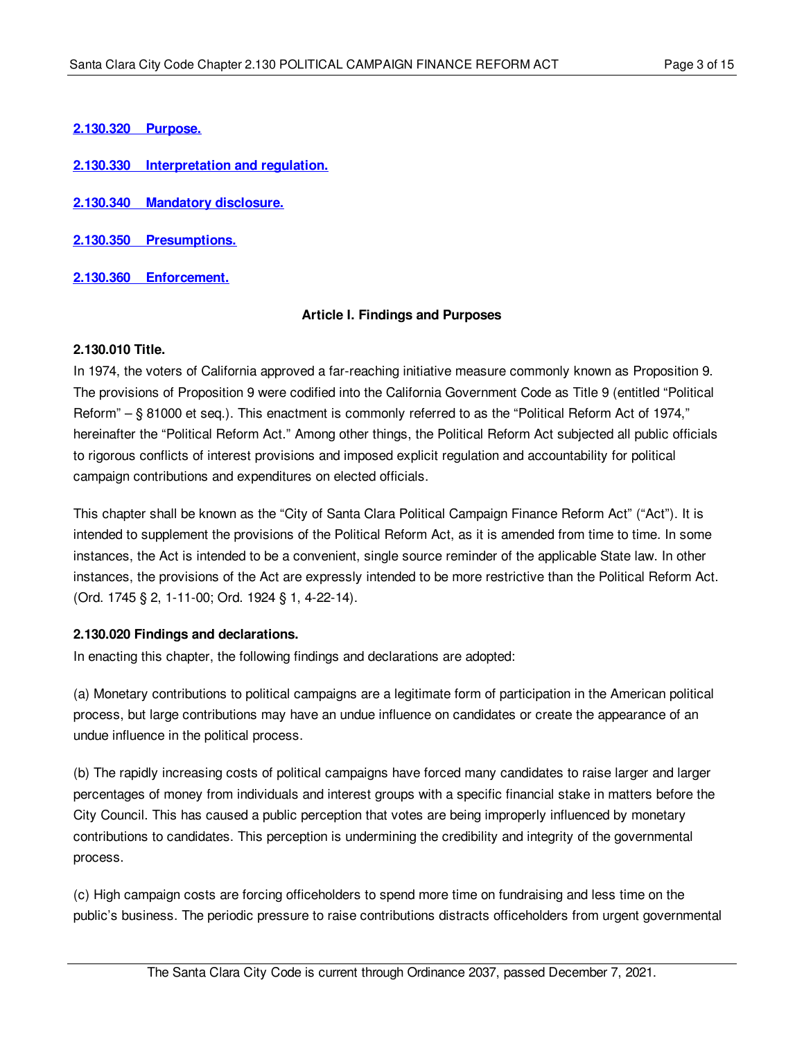**2.130.320 Purpose.**

**2.130.330 Interpretation and regulation.**

**2.130.340 Mandatory disclosure.**

**2.130.350 Presumptions.**

**2.130.360 Enforcement.**

## Article I. Findings and Purposes

### 2.130.010 Title.

In 1974, the voters of California approved a far-reaching initiative measure commonly known as Proposition 9. The provisions of Proposition 9 were codified into the California Government Code as Title 9 (entitled "Political Reform" – § 81000 et seq.). This enactment is commonly referred to as the "Political Reform Act of 1974," hereinafter the "Political Reform Act." Among other things, the Political Reform Act subjected all public officials to rigorous conflicts of interest provisions and imposed explicit regulation and accountability for political campaign contributions and expenditures on elected officials.

This chapter shall be known as the "City of Santa Clara Political Campaign Finance Reform Act" ("Act"). It is intended to supplement the provisions of the Political Reform Act, as it is amended from time to time. In some instances, the Act is intended to be a convenient, single source reminder of the applicable State law. In other instances, the provisions of the Act are expressly intended to be more restrictive than the Political Reform Act. (Ord. 1745 § 2, 1-11-00; Ord. 1924 § 1, 4-22-14).

### 2.130.020 Findings and declarations.

In enacting this chapter, the following findings and declarations are adopted:

(a) Monetary contributions to political campaigns are a legitimate form of participation in the American political process, but large contributions may have an undue influence on candidates or create the appearance of an undue influence in the political process.

(b) The rapidly increasing costs of political campaigns have forced many candidates to raise larger and larger percentages of money from individuals and interest groups with a specific financial stake in matters before the City Council. This has caused a public perception that votes are being improperly influenced by monetary contributions to candidates. This perception is undermining the credibility and integrity of the governmental process.

(c) High campaign costs are forcing officeholders to spend more time on fundraising and less time on the public's business. The periodic pressure to raise contributions distracts officeholders from urgent governmental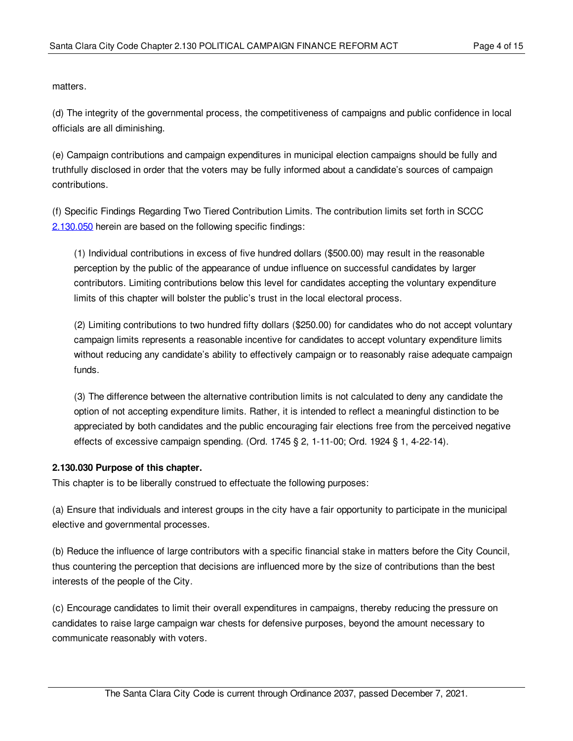matters.

(d) The integrity of the governmental process, the competitiveness of campaigns and public confidence in local officials are all diminishing.

(e) Campaign contributions and campaign expenditures in municipal election campaigns should be fully and truthfully disclosed in order that the voters may be fully informed about a candidate's sources of campaign contributions.

(f) Specific Findings Regarding Two Tiered Contribution Limits. The contribution limits set forth in SCCC 2.130.050 herein are based on the following specific findings:

> (1) Individual contributions in excess of five hundred dollars ($500.00) may result in the reasonable perception by the public of the appearance of undue influence on successful candidates by larger contributors. Limiting contributions below this level for candidates accepting the voluntary expenditure limits of this chapter will bolster the public's trust in the local electoral process.
>
> (2) Limiting contributions to two hundred fifty dollars ($250.00) for candidates who do not accept voluntary campaign limits represents a reasonable incentive for candidates to accept voluntary expenditure limits without reducing any candidate's ability to effectively campaign or to reasonably raise adequate campaign funds.
>
> (3) The difference between the alternative contribution limits is not calculated to deny any candidate the option of not accepting expenditure limits. Rather, it is intended to reflect a meaningful distinction to be appreciated by both candidates and the public encouraging fair elections free from the perceived negative effects of excessive campaign spending. (Ord. 1745 § 2, 1-11-00; Ord. 1924 § 1, 4-22-14).

**2.130.030 Purpose of this chapter.**

This chapter is to be liberally construed to effectuate the following purposes:

(a) Ensure that individuals and interest groups in the city have a fair opportunity to participate in the municipal elective and governmental processes.

(b) Reduce the influence of large contributors with a specific financial stake in matters before the City Council, thus countering the perception that decisions are influenced more by the size of contributions than the best interests of the people of the City.

(c) Encourage candidates to limit their overall expenditures in campaigns, thereby reducing the pressure on candidates to raise large campaign war chests for defensive purposes, beyond the amount necessary to communicate reasonably with voters.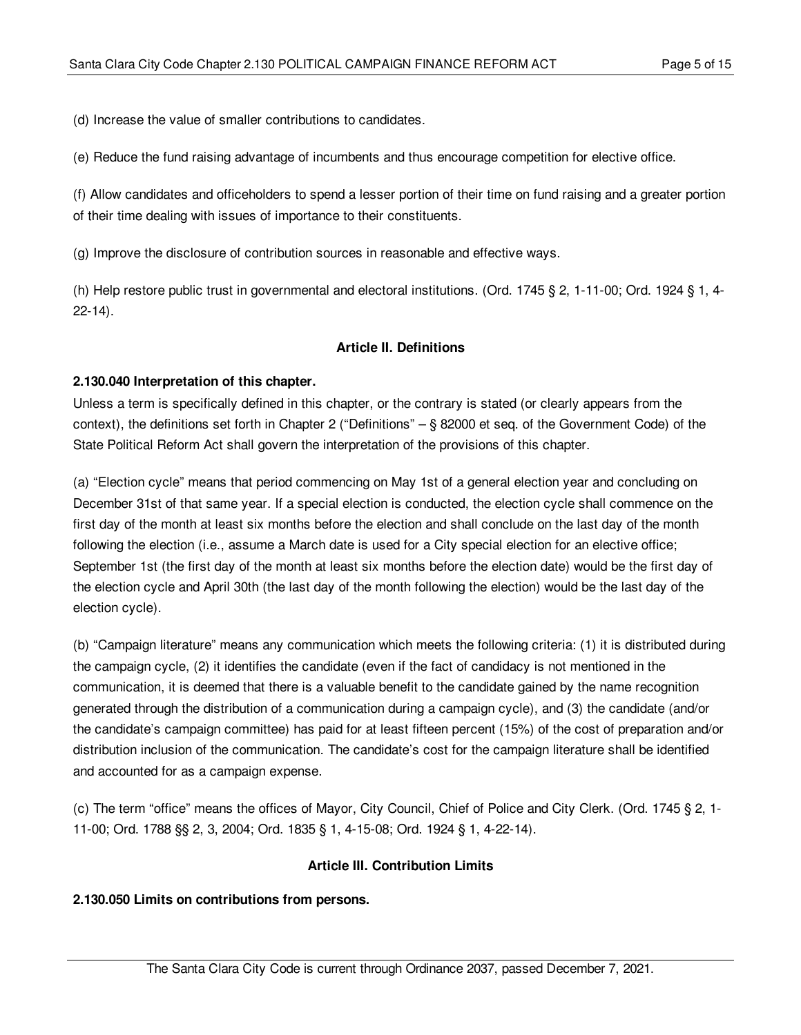(d) Increase the value of smaller contributions to candidates.

(e) Reduce the fund raising advantage of incumbents and thus encourage competition for elective office.

(f) Allow candidates and officeholders to spend a lesser portion of their time on fund raising and a greater portion of their time dealing with issues of importance to their constituents.

(g) Improve the disclosure of contribution sources in reasonable and effective ways.

(h) Help restore public trust in governmental and electoral institutions. (Ord. 1745 § 2, 1-11-00; Ord. 1924 § 1, 4-22-14).

### Article II. Definitions

**2.130.040 Interpretation of this chapter.**

Unless a term is specifically defined in this chapter, or the contrary is stated (or clearly appears from the context), the definitions set forth in Chapter 2 ("Definitions" – § 82000 et seq. of the Government Code) of the State Political Reform Act shall govern the interpretation of the provisions of this chapter.

(a) "Election cycle" means that period commencing on May 1st of a general election year and concluding on December 31st of that same year. If a special election is conducted, the election cycle shall commence on the first day of the month at least six months before the election and shall conclude on the last day of the month following the election (i.e., assume a March date is used for a City special election for an elective office; September 1st (the first day of the month at least six months before the election date) would be the first day of the election cycle and April 30th (the last day of the month following the election) would be the last day of the election cycle).

(b) "Campaign literature" means any communication which meets the following criteria: (1) it is distributed during the campaign cycle, (2) it identifies the candidate (even if the fact of candidacy is not mentioned in the communication, it is deemed that there is a valuable benefit to the candidate gained by the name recognition generated through the distribution of a communication during a campaign cycle), and (3) the candidate (and/or the candidate's campaign committee) has paid for at least fifteen percent (15%) of the cost of preparation and/or distribution inclusion of the communication. The candidate's cost for the campaign literature shall be identified and accounted for as a campaign expense.

(c) The term "office" means the offices of Mayor, City Council, Chief of Police and City Clerk. (Ord. 1745 § 2, 1-11-00; Ord. 1788 §§ 2, 3, 2004; Ord. 1835 § 1, 4-15-08; Ord. 1924 § 1, 4-22-14).

### Article III. Contribution Limits

**2.130.050 Limits on contributions from persons.**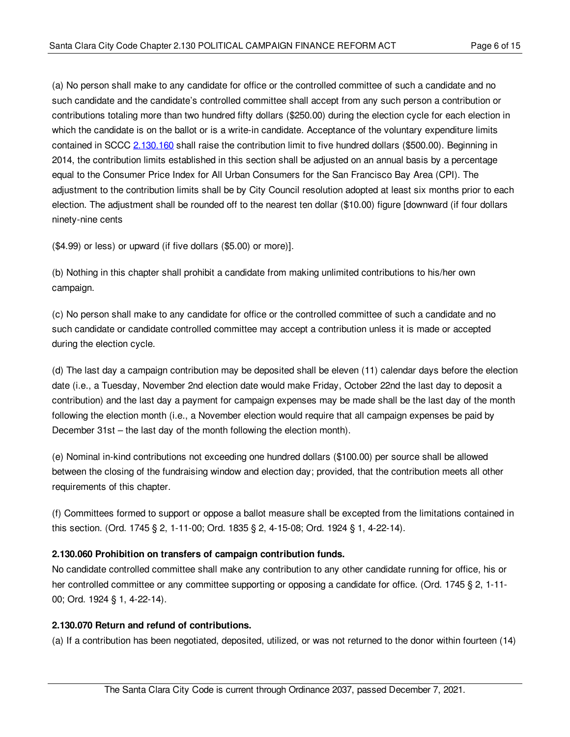(a) No person shall make to any candidate for office or the controlled committee of such a candidate and no such candidate and the candidate's controlled committee shall accept from any such person a contribution or contributions totaling more than two hundred fifty dollars ($250.00) during the election cycle for each election in which the candidate is on the ballot or is a write-in candidate. Acceptance of the voluntary expenditure limits contained in SCCC 2.130.160 shall raise the contribution limit to five hundred dollars ($500.00). Beginning in 2014, the contribution limits established in this section shall be adjusted on an annual basis by a percentage equal to the Consumer Price Index for All Urban Consumers for the San Francisco Bay Area (CPI). The adjustment to the contribution limits shall be by City Council resolution adopted at least six months prior to each election. The adjustment shall be rounded off to the nearest ten dollar ($10.00) figure [downward (if four dollars ninety-nine cents

($4.99) or less) or upward (if five dollars ($5.00) or more)].

(b) Nothing in this chapter shall prohibit a candidate from making unlimited contributions to his/her own campaign.

(c) No person shall make to any candidate for office or the controlled committee of such a candidate and no such candidate or candidate controlled committee may accept a contribution unless it is made or accepted during the election cycle.

(d) The last day a campaign contribution may be deposited shall be eleven (11) calendar days before the election date (i.e., a Tuesday, November 2nd election date would make Friday, October 22nd the last day to deposit a contribution) and the last day a payment for campaign expenses may be made shall be the last day of the month following the election month (i.e., a November election would require that all campaign expenses be paid by December 31st – the last day of the month following the election month).

(e) Nominal in-kind contributions not exceeding one hundred dollars ($100.00) per source shall be allowed between the closing of the fundraising window and election day; provided, that the contribution meets all other requirements of this chapter.

(f) Committees formed to support or oppose a ballot measure shall be excepted from the limitations contained in this section. (Ord. 1745 § 2, 1-11-00; Ord. 1835 § 2, 4-15-08; Ord. 1924 § 1, 4-22-14).

**2.130.060 Prohibition on transfers of campaign contribution funds.**

No candidate controlled committee shall make any contribution to any other candidate running for office, his or her controlled committee or any committee supporting or opposing a candidate for office. (Ord. 1745 § 2, 1-11-00; Ord. 1924 § 1, 4-22-14).

**2.130.070 Return and refund of contributions.**

(a) If a contribution has been negotiated, deposited, utilized, or was not returned to the donor within fourteen (14)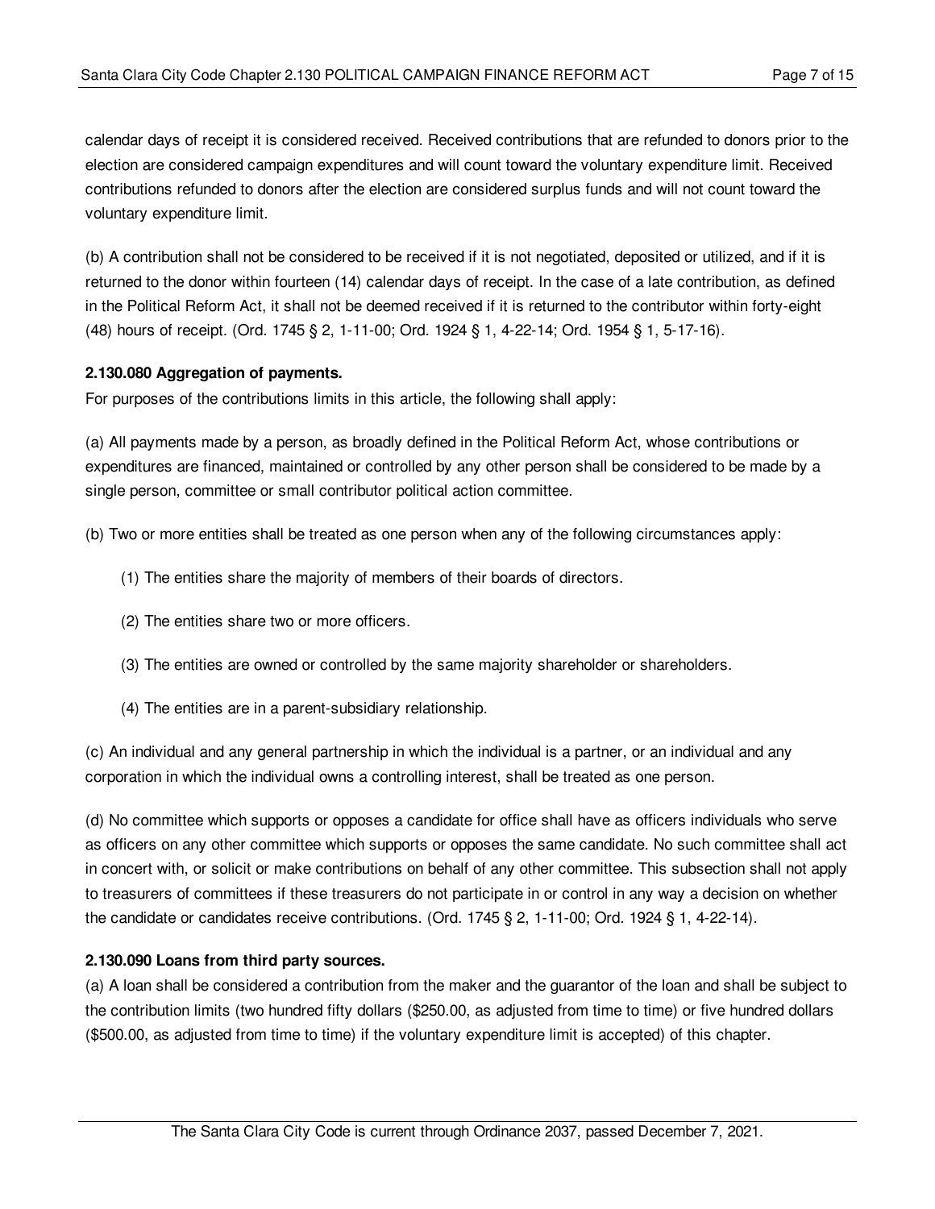calendar days of receipt it is considered received. Received contributions that are refunded to donors prior to the election are considered campaign expenditures and will count toward the voluntary expenditure limit. Received contributions refunded to donors after the election are considered surplus funds and will not count toward the voluntary expenditure limit.

(b) A contribution shall not be considered to be received if it is not negotiated, deposited or utilized, and if it is returned to the donor within fourteen (14) calendar days of receipt. In the case of a late contribution, as defined in the Political Reform Act, it shall not be deemed received if it is returned to the contributor within forty-eight (48) hours of receipt. (Ord. 1745 § 2, 1-11-00; Ord. 1924 § 1, 4-22-14; Ord. 1954 § 1, 5-17-16).

**2.130.080 Aggregation of payments.**

For purposes of the contributions limits in this article, the following shall apply:

(a) All payments made by a person, as broadly defined in the Political Reform Act, whose contributions or expenditures are financed, maintained or controlled by any other person shall be considered to be made by a single person, committee or small contributor political action committee.

(b) Two or more entities shall be treated as one person when any of the following circumstances apply:

(1) The entities share the majority of members of their boards of directors.

(2) The entities share two or more officers.

(3) The entities are owned or controlled by the same majority shareholder or shareholders.

(4) The entities are in a parent-subsidiary relationship.

(c) An individual and any general partnership in which the individual is a partner, or an individual and any corporation in which the individual owns a controlling interest, shall be treated as one person.

(d) No committee which supports or opposes a candidate for office shall have as officers individuals who serve as officers on any other committee which supports or opposes the same candidate. No such committee shall act in concert with, or solicit or make contributions on behalf of any other committee. This subsection shall not apply to treasurers of committees if these treasurers do not participate in or control in any way a decision on whether the candidate or candidates receive contributions. (Ord. 1745 § 2, 1-11-00; Ord. 1924 § 1, 4-22-14).

**2.130.090 Loans from third party sources.**

(a) A loan shall be considered a contribution from the maker and the guarantor of the loan and shall be subject to the contribution limits (two hundred fifty dollars ($250.00, as adjusted from time to time) or five hundred dollars ($500.00, as adjusted from time to time) if the voluntary expenditure limit is accepted) of this chapter.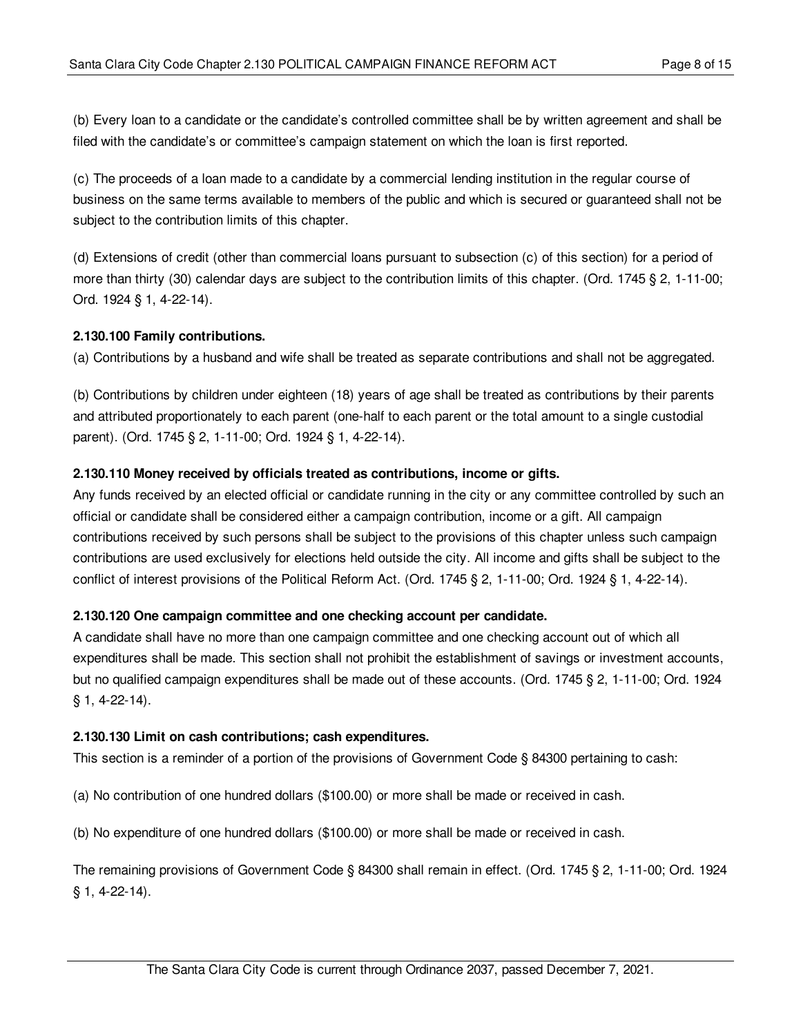(b) Every loan to a candidate or the candidate's controlled committee shall be by written agreement and shall be filed with the candidate's or committee's campaign statement on which the loan is first reported.

(c) The proceeds of a loan made to a candidate by a commercial lending institution in the regular course of business on the same terms available to members of the public and which is secured or guaranteed shall not be subject to the contribution limits of this chapter.

(d) Extensions of credit (other than commercial loans pursuant to subsection (c) of this section) for a period of more than thirty (30) calendar days are subject to the contribution limits of this chapter. (Ord. 1745 § 2, 1-11-00; Ord. 1924 § 1, 4-22-14).

**2.130.100 Family contributions.**

(a) Contributions by a husband and wife shall be treated as separate contributions and shall not be aggregated.

(b) Contributions by children under eighteen (18) years of age shall be treated as contributions by their parents and attributed proportionately to each parent (one-half to each parent or the total amount to a single custodial parent). (Ord. 1745 § 2, 1-11-00; Ord. 1924 § 1, 4-22-14).

**2.130.110 Money received by officials treated as contributions, income or gifts.**

Any funds received by an elected official or candidate running in the city or any committee controlled by such an official or candidate shall be considered either a campaign contribution, income or a gift. All campaign contributions received by such persons shall be subject to the provisions of this chapter unless such campaign contributions are used exclusively for elections held outside the city. All income and gifts shall be subject to the conflict of interest provisions of the Political Reform Act. (Ord. 1745 § 2, 1-11-00; Ord. 1924 § 1, 4-22-14).

**2.130.120 One campaign committee and one checking account per candidate.**

A candidate shall have no more than one campaign committee and one checking account out of which all expenditures shall be made. This section shall not prohibit the establishment of savings or investment accounts, but no qualified campaign expenditures shall be made out of these accounts. (Ord. 1745 § 2, 1-11-00; Ord. 1924 § 1, 4-22-14).

**2.130.130 Limit on cash contributions; cash expenditures.**

This section is a reminder of a portion of the provisions of Government Code § 84300 pertaining to cash:

(a) No contribution of one hundred dollars ($100.00) or more shall be made or received in cash.

(b) No expenditure of one hundred dollars ($100.00) or more shall be made or received in cash.

The remaining provisions of Government Code § 84300 shall remain in effect. (Ord. 1745 § 2, 1-11-00; Ord. 1924 § 1, 4-22-14).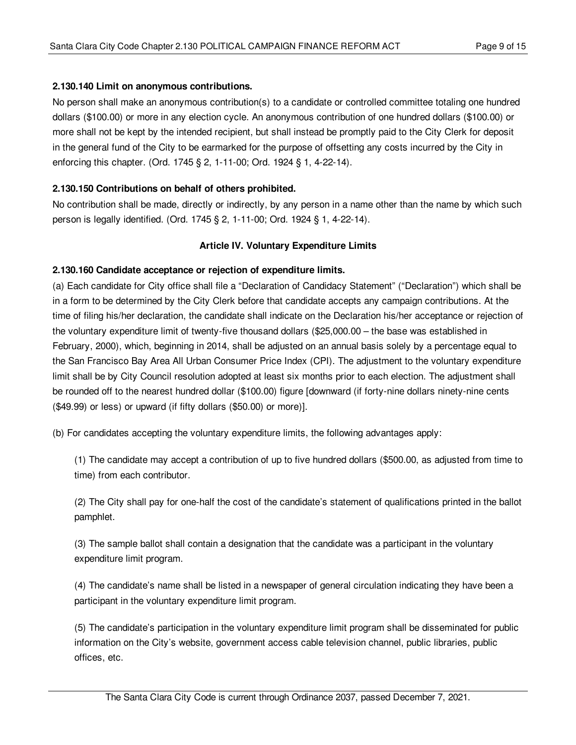**2.130.140 Limit on anonymous contributions.**

No person shall make an anonymous contribution(s) to a candidate or controlled committee totaling one hundred dollars ($100.00) or more in any election cycle. An anonymous contribution of one hundred dollars ($100.00) or more shall not be kept by the intended recipient, but shall instead be promptly paid to the City Clerk for deposit in the general fund of the City to be earmarked for the purpose of offsetting any costs incurred by the City in enforcing this chapter. (Ord. 1745 § 2, 1-11-00; Ord. 1924 § 1, 4-22-14).

**2.130.150 Contributions on behalf of others prohibited.**

No contribution shall be made, directly or indirectly, by any person in a name other than the name by which such person is legally identified. (Ord. 1745 § 2, 1-11-00; Ord. 1924 § 1, 4-22-14).

## Article IV. Voluntary Expenditure Limits

**2.130.160 Candidate acceptance or rejection of expenditure limits.**

(a) Each candidate for City office shall file a "Declaration of Candidacy Statement" ("Declaration") which shall be in a form to be determined by the City Clerk before that candidate accepts any campaign contributions. At the time of filing his/her declaration, the candidate shall indicate on the Declaration his/her acceptance or rejection of the voluntary expenditure limit of twenty-five thousand dollars ($25,000.00 – the base was established in February, 2000), which, beginning in 2014, shall be adjusted on an annual basis solely by a percentage equal to the San Francisco Bay Area All Urban Consumer Price Index (CPI). The adjustment to the voluntary expenditure limit shall be by City Council resolution adopted at least six months prior to each election. The adjustment shall be rounded off to the nearest hundred dollar ($100.00) figure [downward (if forty-nine dollars ninety-nine cents ($49.99) or less) or upward (if fifty dollars ($50.00) or more)].

(b) For candidates accepting the voluntary expenditure limits, the following advantages apply:

(1) The candidate may accept a contribution of up to five hundred dollars ($500.00, as adjusted from time to time) from each contributor.

(2) The City shall pay for one-half the cost of the candidate's statement of qualifications printed in the ballot pamphlet.

(3) The sample ballot shall contain a designation that the candidate was a participant in the voluntary expenditure limit program.

(4) The candidate's name shall be listed in a newspaper of general circulation indicating they have been a participant in the voluntary expenditure limit program.

(5) The candidate's participation in the voluntary expenditure limit program shall be disseminated for public information on the City's website, government access cable television channel, public libraries, public offices, etc.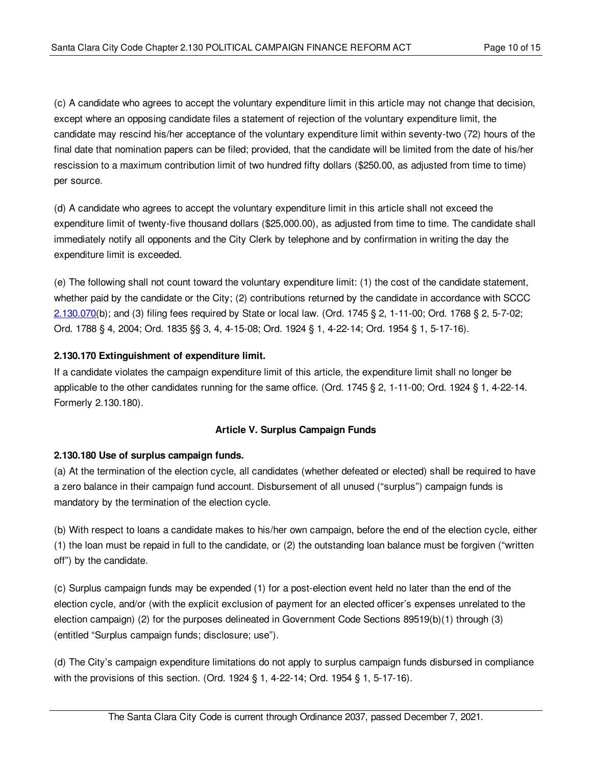(c) A candidate who agrees to accept the voluntary expenditure limit in this article may not change that decision, except where an opposing candidate files a statement of rejection of the voluntary expenditure limit, the candidate may rescind his/her acceptance of the voluntary expenditure limit within seventy-two (72) hours of the final date that nomination papers can be filed; provided, that the candidate will be limited from the date of his/her rescission to a maximum contribution limit of two hundred fifty dollars ($250.00, as adjusted from time to time) per source.

(d) A candidate who agrees to accept the voluntary expenditure limit in this article shall not exceed the expenditure limit of twenty-five thousand dollars ($25,000.00), as adjusted from time to time. The candidate shall immediately notify all opponents and the City Clerk by telephone and by confirmation in writing the day the expenditure limit is exceeded.

(e) The following shall not count toward the voluntary expenditure limit: (1) the cost of the candidate statement, whether paid by the candidate or the City; (2) contributions returned by the candidate in accordance with SCCC 2.130.070(b); and (3) filing fees required by State or local law. (Ord. 1745 § 2, 1-11-00; Ord. 1768 § 2, 5-7-02; Ord. 1788 § 4, 2004; Ord. 1835 §§ 3, 4, 4-15-08; Ord. 1924 § 1, 4-22-14; Ord. 1954 § 1, 5-17-16).

**2.130.170 Extinguishment of expenditure limit.**

If a candidate violates the campaign expenditure limit of this article, the expenditure limit shall no longer be applicable to the other candidates running for the same office. (Ord. 1745 § 2, 1-11-00; Ord. 1924 § 1, 4-22-14. Formerly 2.130.180).

## Article V. Surplus Campaign Funds

**2.130.180 Use of surplus campaign funds.**

(a) At the termination of the election cycle, all candidates (whether defeated or elected) shall be required to have a zero balance in their campaign fund account. Disbursement of all unused ("surplus") campaign funds is mandatory by the termination of the election cycle.

(b) With respect to loans a candidate makes to his/her own campaign, before the end of the election cycle, either (1) the loan must be repaid in full to the candidate, or (2) the outstanding loan balance must be forgiven ("written off") by the candidate.

(c) Surplus campaign funds may be expended (1) for a post-election event held no later than the end of the election cycle, and/or (with the explicit exclusion of payment for an elected officer's expenses unrelated to the election campaign) (2) for the purposes delineated in Government Code Sections 89519(b)(1) through (3) (entitled "Surplus campaign funds; disclosure; use").

(d) The City's campaign expenditure limitations do not apply to surplus campaign funds disbursed in compliance with the provisions of this section. (Ord. 1924 § 1, 4-22-14; Ord. 1954 § 1, 5-17-16).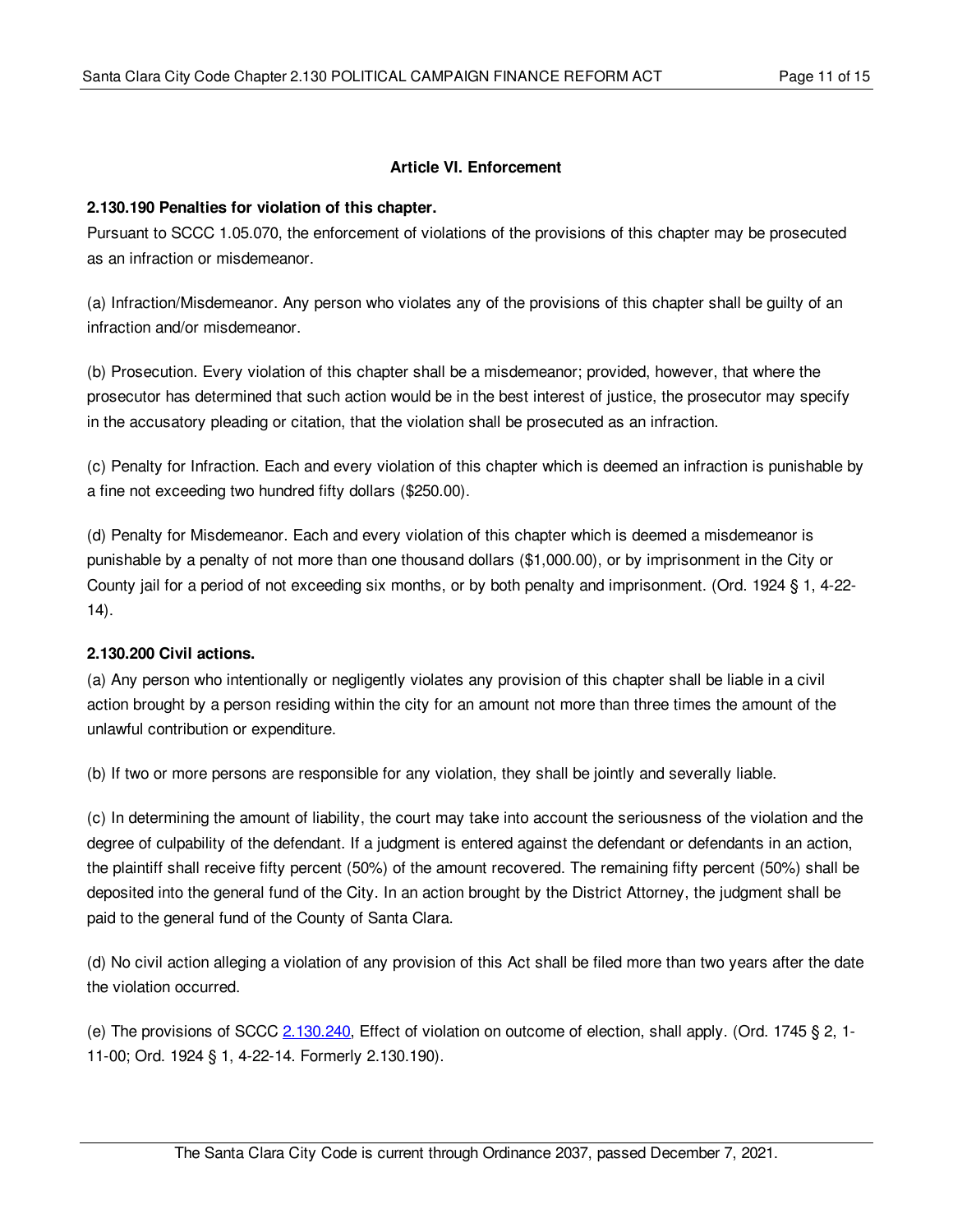## Article VI. Enforcement

**2.130.190 Penalties for violation of this chapter.**

Pursuant to SCCC 1.05.070, the enforcement of violations of the provisions of this chapter may be prosecuted as an infraction or misdemeanor.

(a) Infraction/Misdemeanor. Any person who violates any of the provisions of this chapter shall be guilty of an infraction and/or misdemeanor.

(b) Prosecution. Every violation of this chapter shall be a misdemeanor; provided, however, that where the prosecutor has determined that such action would be in the best interest of justice, the prosecutor may specify in the accusatory pleading or citation, that the violation shall be prosecuted as an infraction.

(c) Penalty for Infraction. Each and every violation of this chapter which is deemed an infraction is punishable by a fine not exceeding two hundred fifty dollars ($250.00).

(d) Penalty for Misdemeanor. Each and every violation of this chapter which is deemed a misdemeanor is punishable by a penalty of not more than one thousand dollars ($1,000.00), or by imprisonment in the City or County jail for a period of not exceeding six months, or by both penalty and imprisonment. (Ord. 1924 § 1, 4-22-14).

**2.130.200 Civil actions.**

(a) Any person who intentionally or negligently violates any provision of this chapter shall be liable in a civil action brought by a person residing within the city for an amount not more than three times the amount of the unlawful contribution or expenditure.

(b) If two or more persons are responsible for any violation, they shall be jointly and severally liable.

(c) In determining the amount of liability, the court may take into account the seriousness of the violation and the degree of culpability of the defendant. If a judgment is entered against the defendant or defendants in an action, the plaintiff shall receive fifty percent (50%) of the amount recovered. The remaining fifty percent (50%) shall be deposited into the general fund of the City. In an action brought by the District Attorney, the judgment shall be paid to the general fund of the County of Santa Clara.

(d) No civil action alleging a violation of any provision of this Act shall be filed more than two years after the date the violation occurred.

(e) The provisions of SCCC 2.130.240, Effect of violation on outcome of election, shall apply. (Ord. 1745 § 2, 1-11-00; Ord. 1924 § 1, 4-22-14. Formerly 2.130.190).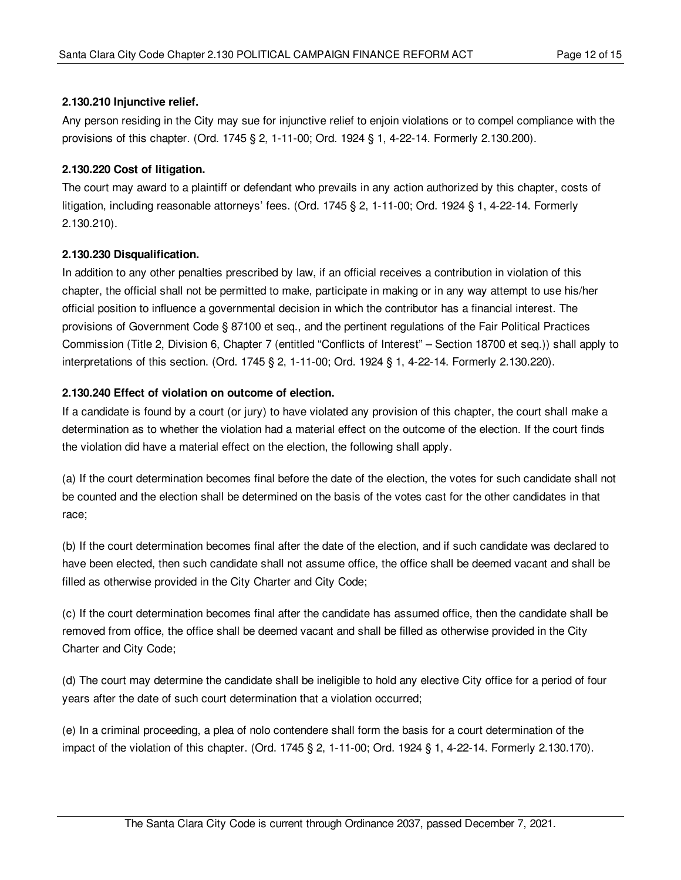### 2.130.210 Injunctive relief.

Any person residing in the City may sue for injunctive relief to enjoin violations or to compel compliance with the provisions of this chapter. (Ord. 1745 § 2, 1-11-00; Ord. 1924 § 1, 4-22-14. Formerly 2.130.200).

### 2.130.220 Cost of litigation.

The court may award to a plaintiff or defendant who prevails in any action authorized by this chapter, costs of litigation, including reasonable attorneys' fees. (Ord. 1745 § 2, 1-11-00; Ord. 1924 § 1, 4-22-14. Formerly 2.130.210).

### 2.130.230 Disqualification.

In addition to any other penalties prescribed by law, if an official receives a contribution in violation of this chapter, the official shall not be permitted to make, participate in making or in any way attempt to use his/her official position to influence a governmental decision in which the contributor has a financial interest. The provisions of Government Code § 87100 et seq., and the pertinent regulations of the Fair Political Practices Commission (Title 2, Division 6, Chapter 7 (entitled "Conflicts of Interest" – Section 18700 et seq.)) shall apply to interpretations of this section. (Ord. 1745 § 2, 1-11-00; Ord. 1924 § 1, 4-22-14. Formerly 2.130.220).

### 2.130.240 Effect of violation on outcome of election.

If a candidate is found by a court (or jury) to have violated any provision of this chapter, the court shall make a determination as to whether the violation had a material effect on the outcome of the election. If the court finds the violation did have a material effect on the election, the following shall apply.

(a) If the court determination becomes final before the date of the election, the votes for such candidate shall not be counted and the election shall be determined on the basis of the votes cast for the other candidates in that race;

(b) If the court determination becomes final after the date of the election, and if such candidate was declared to have been elected, then such candidate shall not assume office, the office shall be deemed vacant and shall be filled as otherwise provided in the City Charter and City Code;

(c) If the court determination becomes final after the candidate has assumed office, then the candidate shall be removed from office, the office shall be deemed vacant and shall be filled as otherwise provided in the City Charter and City Code;

(d) The court may determine the candidate shall be ineligible to hold any elective City office for a period of four years after the date of such court determination that a violation occurred;

(e) In a criminal proceeding, a plea of nolo contendere shall form the basis for a court determination of the impact of the violation of this chapter. (Ord. 1745 § 2, 1-11-00; Ord. 1924 § 1, 4-22-14. Formerly 2.130.170).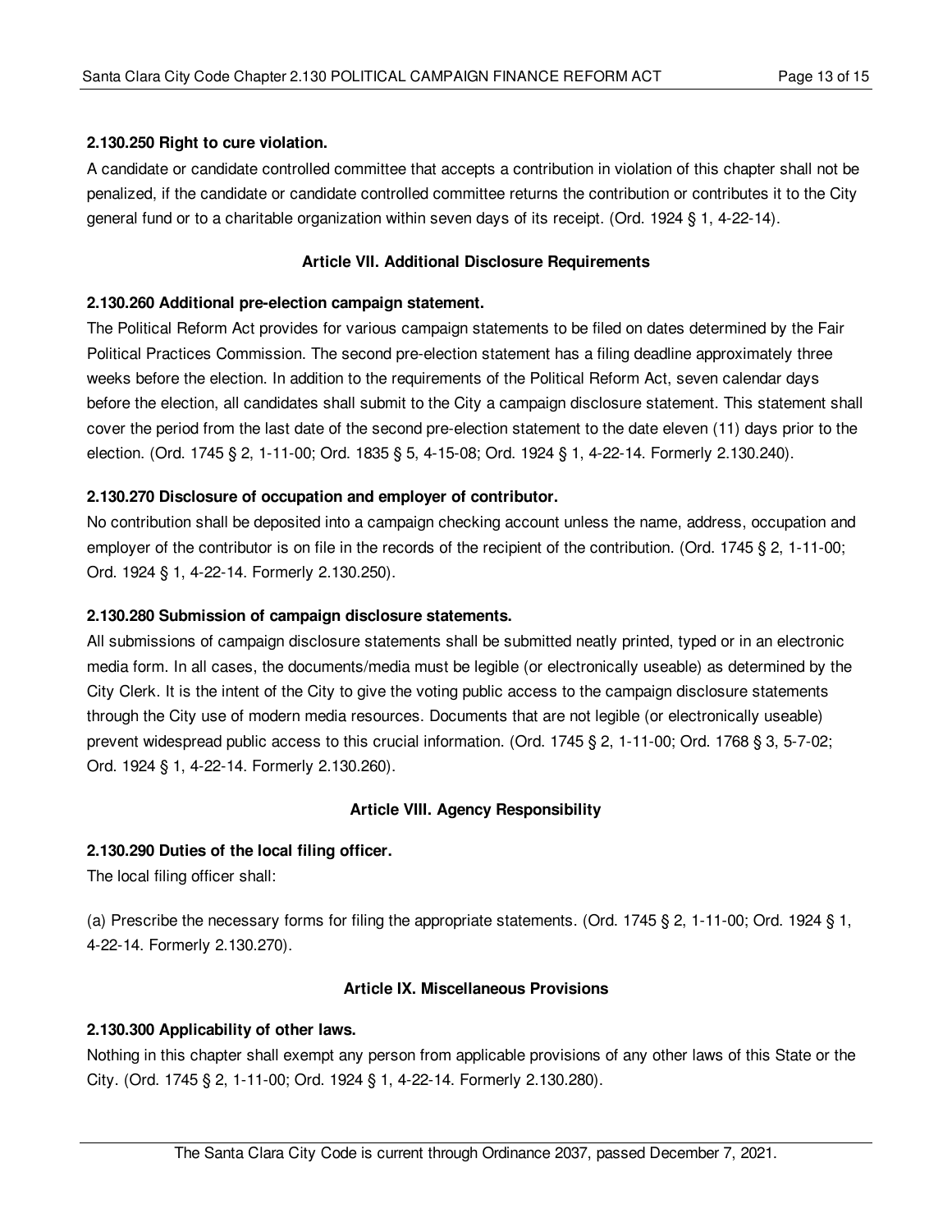**2.130.250 Right to cure violation.**

A candidate or candidate controlled committee that accepts a contribution in violation of this chapter shall not be penalized, if the candidate or candidate controlled committee returns the contribution or contributes it to the City general fund or to a charitable organization within seven days of its receipt. (Ord. 1924 § 1, 4-22-14).

**Article VII. Additional Disclosure Requirements**

**2.130.260 Additional pre-election campaign statement.**

The Political Reform Act provides for various campaign statements to be filed on dates determined by the Fair Political Practices Commission. The second pre-election statement has a filing deadline approximately three weeks before the election. In addition to the requirements of the Political Reform Act, seven calendar days before the election, all candidates shall submit to the City a campaign disclosure statement. This statement shall cover the period from the last date of the second pre-election statement to the date eleven (11) days prior to the election. (Ord. 1745 § 2, 1-11-00; Ord. 1835 § 5, 4-15-08; Ord. 1924 § 1, 4-22-14. Formerly 2.130.240).

**2.130.270 Disclosure of occupation and employer of contributor.**

No contribution shall be deposited into a campaign checking account unless the name, address, occupation and employer of the contributor is on file in the records of the recipient of the contribution. (Ord. 1745 § 2, 1-11-00; Ord. 1924 § 1, 4-22-14. Formerly 2.130.250).

**2.130.280 Submission of campaign disclosure statements.**

All submissions of campaign disclosure statements shall be submitted neatly printed, typed or in an electronic media form. In all cases, the documents/media must be legible (or electronically useable) as determined by the City Clerk. It is the intent of the City to give the voting public access to the campaign disclosure statements through the City use of modern media resources. Documents that are not legible (or electronically useable) prevent widespread public access to this crucial information. (Ord. 1745 § 2, 1-11-00; Ord. 1768 § 3, 5-7-02; Ord. 1924 § 1, 4-22-14. Formerly 2.130.260).

**Article VIII. Agency Responsibility**

**2.130.290 Duties of the local filing officer.**

The local filing officer shall:

(a) Prescribe the necessary forms for filing the appropriate statements. (Ord. 1745 § 2, 1-11-00; Ord. 1924 § 1, 4-22-14. Formerly 2.130.270).

**Article IX. Miscellaneous Provisions**

**2.130.300 Applicability of other laws.**

Nothing in this chapter shall exempt any person from applicable provisions of any other laws of this State or the City. (Ord. 1745 § 2, 1-11-00; Ord. 1924 § 1, 4-22-14. Formerly 2.130.280).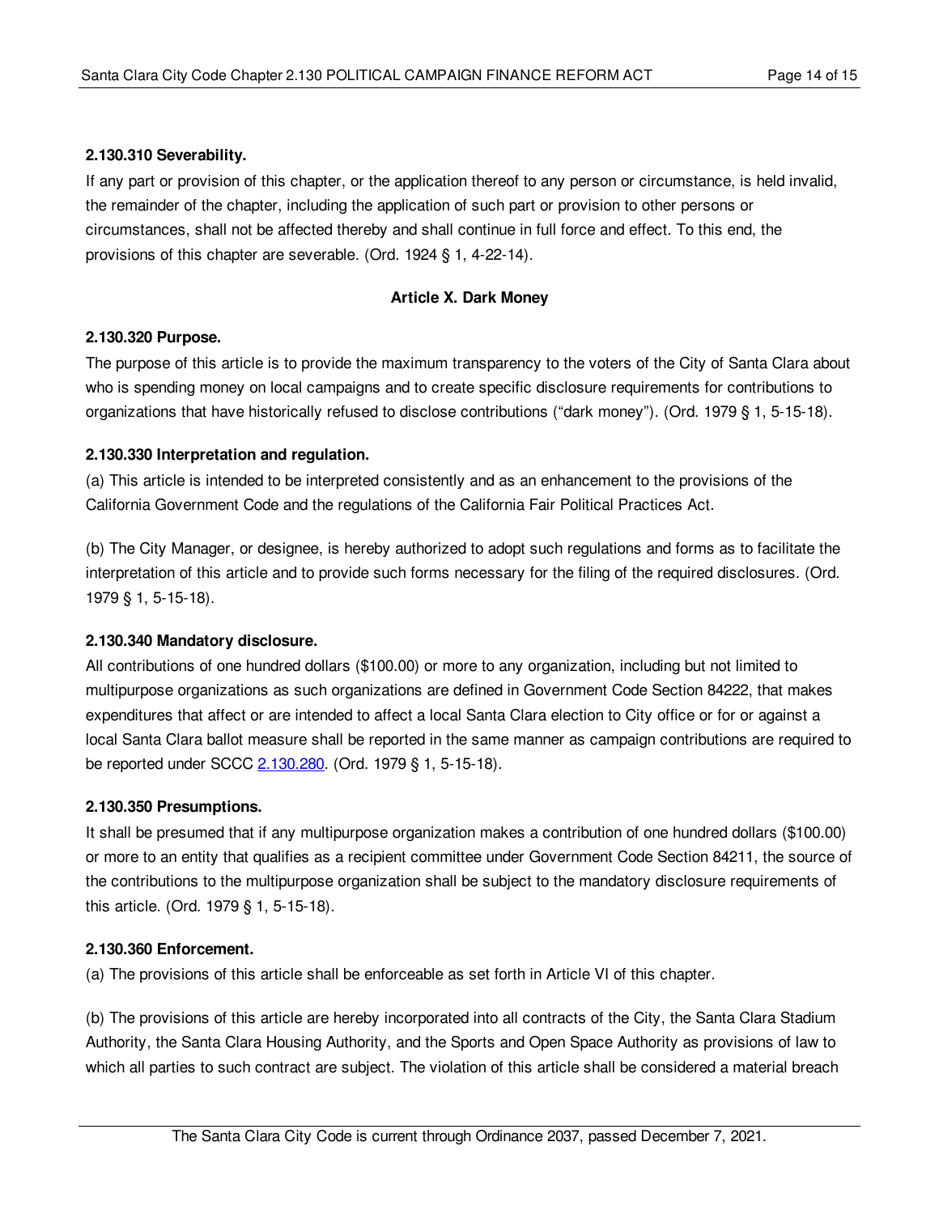**2.130.310 Severability.**

If any part or provision of this chapter, or the application thereof to any person or circumstance, is held invalid, the remainder of the chapter, including the application of such part or provision to other persons or circumstances, shall not be affected thereby and shall continue in full force and effect. To this end, the provisions of this chapter are severable. (Ord. 1924 § 1, 4-22-14).

## Article X. Dark Money

**2.130.320 Purpose.**

The purpose of this article is to provide the maximum transparency to the voters of the City of Santa Clara about who is spending money on local campaigns and to create specific disclosure requirements for contributions to organizations that have historically refused to disclose contributions ("dark money"). (Ord. 1979 § 1, 5-15-18).

**2.130.330 Interpretation and regulation.**

(a) This article is intended to be interpreted consistently and as an enhancement to the provisions of the California Government Code and the regulations of the California Fair Political Practices Act.

(b) The City Manager, or designee, is hereby authorized to adopt such regulations and forms as to facilitate the interpretation of this article and to provide such forms necessary for the filing of the required disclosures. (Ord. 1979 § 1, 5-15-18).

**2.130.340 Mandatory disclosure.**

All contributions of one hundred dollars ($100.00) or more to any organization, including but not limited to multipurpose organizations as such organizations are defined in Government Code Section 84222, that makes expenditures that affect or are intended to affect a local Santa Clara election to City office or for or against a local Santa Clara ballot measure shall be reported in the same manner as campaign contributions are required to be reported under SCCC 2.130.280. (Ord. 1979 § 1, 5-15-18).

**2.130.350 Presumptions.**

It shall be presumed that if any multipurpose organization makes a contribution of one hundred dollars ($100.00) or more to an entity that qualifies as a recipient committee under Government Code Section 84211, the source of the contributions to the multipurpose organization shall be subject to the mandatory disclosure requirements of this article. (Ord. 1979 § 1, 5-15-18).

**2.130.360 Enforcement.**

(a) The provisions of this article shall be enforceable as set forth in Article VI of this chapter.

(b) The provisions of this article are hereby incorporated into all contracts of the City, the Santa Clara Stadium Authority, the Santa Clara Housing Authority, and the Sports and Open Space Authority as provisions of law to which all parties to such contract are subject. The violation of this article shall be considered a material breach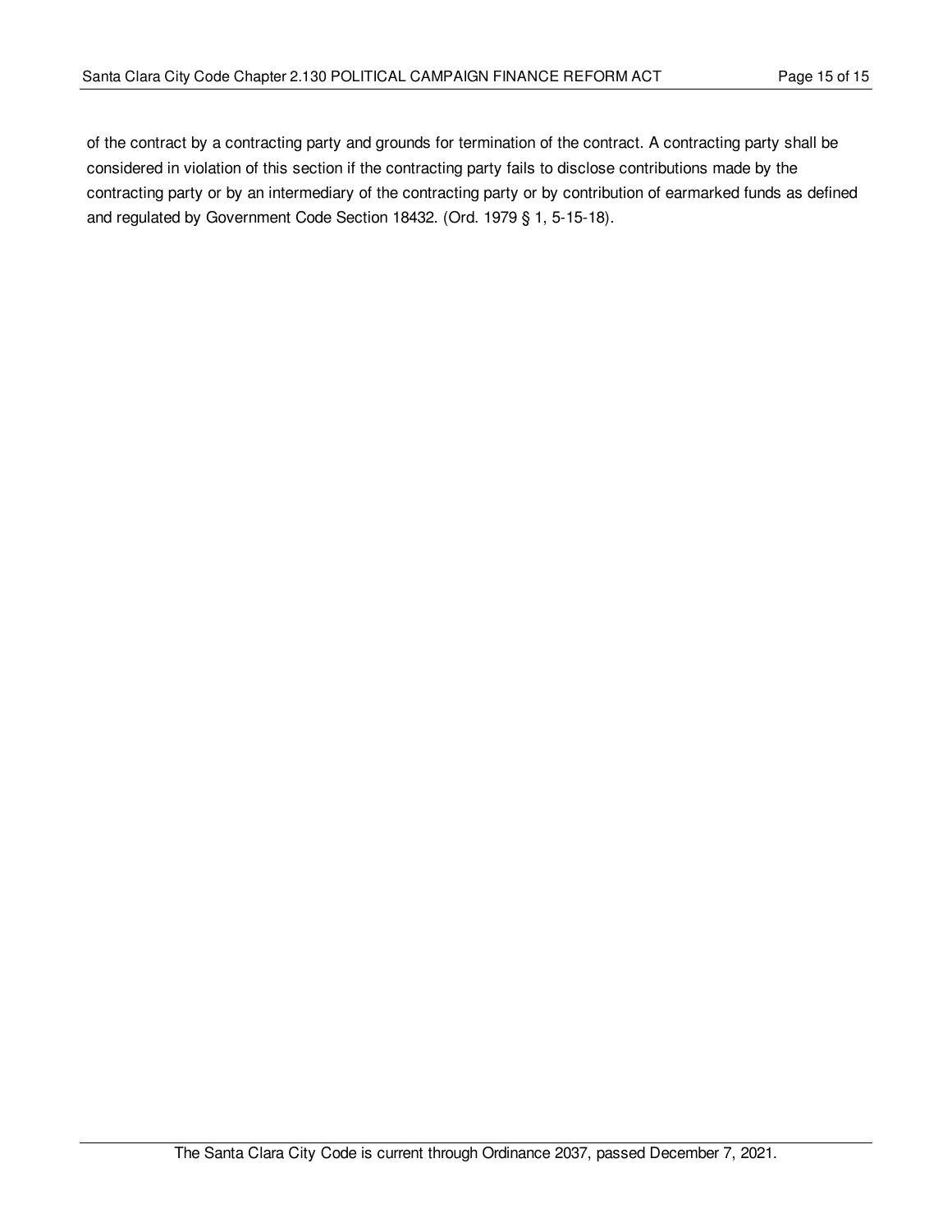of the contract by a contracting party and grounds for termination of the contract. A contracting party shall be considered in violation of this section if the contracting party fails to disclose contributions made by the contracting party or by an intermediary of the contracting party or by contribution of earmarked funds as defined and regulated by Government Code Section 18432. (Ord. 1979 § 1, 5-15-18).